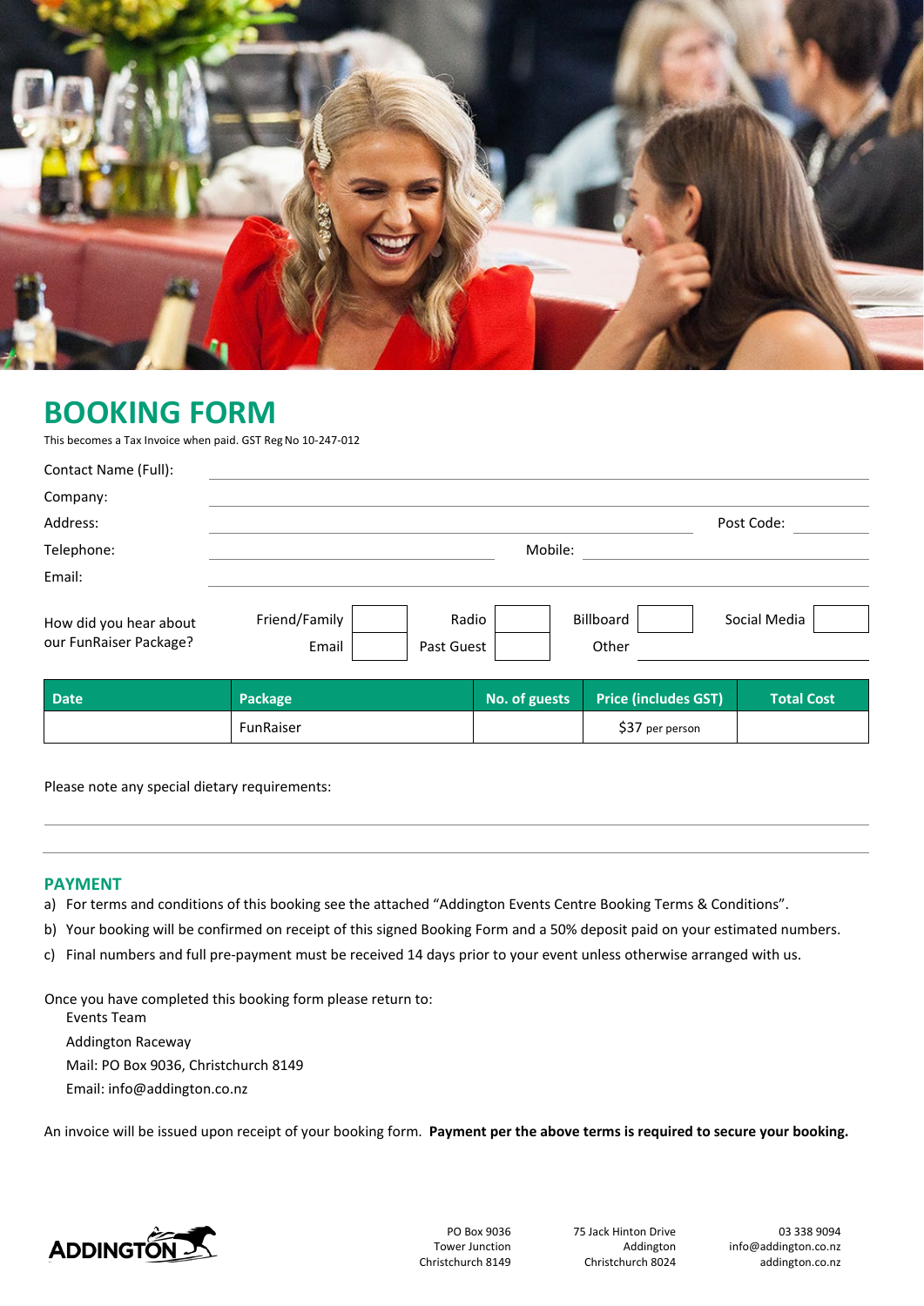# BOOKING FORM

This becomes a Tax Invoice when paid. GST Reg No 10-247-012

Contact Name (Full): ______________________________

Company: ______________________________

Address: ______________________________ Post Code: __________

Telephone: ______________________________ Mobile: ______________________________

Email: ______________________________

How did you hear about our FunRaiser Package?

Friend/Family ☐ Radio ☐ Billboard ☐ Social Media ☐
Email ☐ Past Guest ☐ Other __________

| Date | Package | No. of guests | Price (includes GST) | Total Cost |
|---|---|---|---|---|
| | FunRaiser | | $37 per person | |

Please note any special dietary requirements:

______________________________

______________________________

## PAYMENT

a) For terms and conditions of this booking see the attached "Addington Events Centre Booking Terms & Conditions".

b) Your booking will be confirmed on receipt of this signed Booking Form and a 50% deposit paid on your estimated numbers.

c) Final numbers and full pre-payment must be received 14 days prior to your event unless otherwise arranged with us.

Once you have completed this booking form please return to:

Events Team
Addington Raceway
Mail: PO Box 9036, Christchurch 8149
Email: info@addington.co.nz

An invoice will be issued upon receipt of your booking form. **Payment per the above terms is required to secure your booking.**

ADDINGTON

PO Box 9036
Tower Junction
Christchurch 8149

75 Jack Hinton Drive
Addington
Christchurch 8024

03 338 9094
info@addington.co.nz
addington.co.nz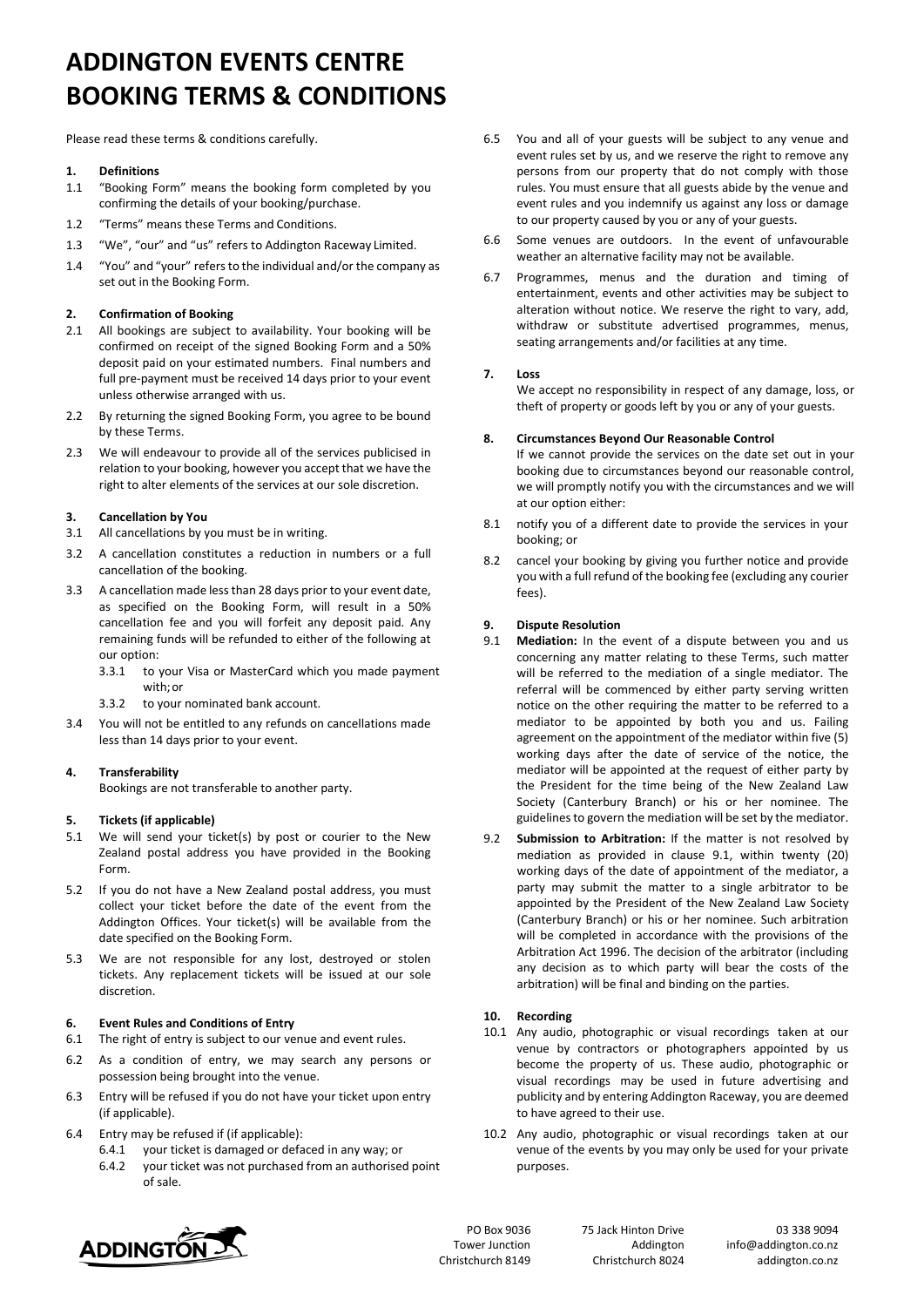# ADDINGTON EVENTS CENTRE BOOKING TERMS & CONDITIONS

Please read these terms & conditions carefully.

**1. Definitions**

1.1 "Booking Form" means the booking form completed by you confirming the details of your booking/purchase.

1.2 "Terms" means these Terms and Conditions.

1.3 "We", "our" and "us" refers to Addington Raceway Limited.

1.4 "You" and "your" refers to the individual and/or the company as set out in the Booking Form.

**2. Confirmation of Booking**

2.1 All bookings are subject to availability. Your booking will be confirmed on receipt of the signed Booking Form and a 50% deposit paid on your estimated numbers. Final numbers and full pre-payment must be received 14 days prior to your event unless otherwise arranged with us.

2.2 By returning the signed Booking Form, you agree to be bound by these Terms.

2.3 We will endeavour to provide all of the services publicised in relation to your booking, however you accept that we have the right to alter elements of the services at our sole discretion.

**3. Cancellation by You**

3.1 All cancellations by you must be in writing.

3.2 A cancellation constitutes a reduction in numbers or a full cancellation of the booking.

3.3 A cancellation made less than 28 days prior to your event date, as specified on the Booking Form, will result in a 50% cancellation fee and you will forfeit any deposit paid. Any remaining funds will be refunded to either of the following at our option:

3.3.1 to your Visa or MasterCard which you made payment with; or

3.3.2 to your nominated bank account.

3.4 You will not be entitled to any refunds on cancellations made less than 14 days prior to your event.

**4. Transferability**

Bookings are not transferable to another party.

**5. Tickets (if applicable)**

5.1 We will send your ticket(s) by post or courier to the New Zealand postal address you have provided in the Booking Form.

5.2 If you do not have a New Zealand postal address, you must collect your ticket before the date of the event from the Addington Offices. Your ticket(s) will be available from the date specified on the Booking Form.

5.3 We are not responsible for any lost, destroyed or stolen tickets. Any replacement tickets will be issued at our sole discretion.

**6. Event Rules and Conditions of Entry**

6.1 The right of entry is subject to our venue and event rules.

6.2 As a condition of entry, we may search any persons or possession being brought into the venue.

6.3 Entry will be refused if you do not have your ticket upon entry (if applicable).

6.4 Entry may be refused if (if applicable):

6.4.1 your ticket is damaged or defaced in any way; or

6.4.2 your ticket was not purchased from an authorised point of sale.

6.5 You and all of your guests will be subject to any venue and event rules set by us, and we reserve the right to remove any persons from our property that do not comply with those rules. You must ensure that all guests abide by the venue and event rules and you indemnify us against any loss or damage to our property caused by you or any of your guests.

6.6 Some venues are outdoors. In the event of unfavourable weather an alternative facility may not be available.

6.7 Programmes, menus and the duration and timing of entertainment, events and other activities may be subject to alteration without notice. We reserve the right to vary, add, withdraw or substitute advertised programmes, menus, seating arrangements and/or facilities at any time.

**7. Loss**

We accept no responsibility in respect of any damage, loss, or theft of property or goods left by you or any of your guests.

**8. Circumstances Beyond Our Reasonable Control**

If we cannot provide the services on the date set out in your booking due to circumstances beyond our reasonable control, we will promptly notify you with the circumstances and we will at our option either:

8.1 notify you of a different date to provide the services in your booking; or

8.2 cancel your booking by giving you further notice and provide you with a full refund of the booking fee (excluding any courier fees).

**9. Dispute Resolution**

9.1 **Mediation:** In the event of a dispute between you and us concerning any matter relating to these Terms, such matter will be referred to the mediation of a single mediator. The referral will be commenced by either party serving written notice on the other requiring the matter to be referred to a mediator to be appointed by both you and us. Failing agreement on the appointment of the mediator within five (5) working days after the date of service of the notice, the mediator will be appointed at the request of either party by the President for the time being of the New Zealand Law Society (Canterbury Branch) or his or her nominee. The guidelines to govern the mediation will be set by the mediator.

9.2 **Submission to Arbitration:** If the matter is not resolved by mediation as provided in clause 9.1, within twenty (20) working days of the date of appointment of the mediator, a party may submit the matter to a single arbitrator to be appointed by the President of the New Zealand Law Society (Canterbury Branch) or his or her nominee. Such arbitration will be completed in accordance with the provisions of the Arbitration Act 1996. The decision of the arbitrator (including any decision as to which party will bear the costs of the arbitration) will be final and binding on the parties.

**10. Recording**

10.1 Any audio, photographic or visual recordings taken at our venue by contractors or photographers appointed by us become the property of us. These audio, photographic or visual recordings may be used in future advertising and publicity and by entering Addington Raceway, you are deemed to have agreed to their use.

10.2 Any audio, photographic or visual recordings taken at our venue of the events by you may only be used for your private purposes.

PO Box 9036
Tower Junction
Christchurch 8149

75 Jack Hinton Drive
Addington
Christchurch 8024

03 338 9094
info@addington.co.nz
addington.co.nz